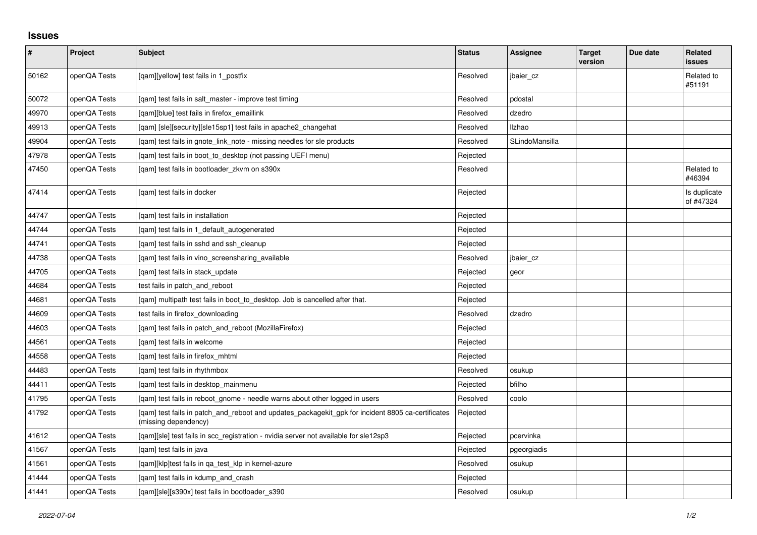## Issues

| # | Project | Subject | Status | Assignee | Target version | Due date | Related issues |
|---|---|---|---|---|---|---|---|
| 50162 | openQA Tests | [qam][yellow] test fails in 1_postfix | Resolved | jbaier_cz | | | Related to #51191 |
| 50072 | openQA Tests | [qam] test fails in salt_master - improve test timing | Resolved | pdostal | | | |
| 49970 | openQA Tests | [qam][blue] test fails in firefox_emaillink | Resolved | dzedro | | | |
| 49913 | openQA Tests | [qam] [sle][security][sle15sp1] test fails in apache2_changehat | Resolved | llzhao | | | |
| 49904 | openQA Tests | [qam] test fails in gnote_link_note - missing needles for sle products | Resolved | SLindoMansilla | | | |
| 47978 | openQA Tests | [qam] test fails in boot_to_desktop (not passing UEFI menu) | Rejected | | | | |
| 47450 | openQA Tests | [qam] test fails in bootloader_zkvm on s390x | Resolved | | | | Related to #46394 |
| 47414 | openQA Tests | [qam] test fails in docker | Rejected | | | | Is duplicate of #47324 |
| 44747 | openQA Tests | [qam] test fails in installation | Rejected | | | | |
| 44744 | openQA Tests | [qam] test fails in 1_default_autogenerated | Rejected | | | | |
| 44741 | openQA Tests | [qam] test fails in sshd and ssh_cleanup | Rejected | | | | |
| 44738 | openQA Tests | [qam] test fails in vino_screensharing_available | Resolved | jbaier_cz | | | |
| 44705 | openQA Tests | [qam] test fails in stack_update | Rejected | geor | | | |
| 44684 | openQA Tests | test fails in patch_and_reboot | Rejected | | | | |
| 44681 | openQA Tests | [qam] multipath test fails in boot_to_desktop. Job is cancelled after that. | Rejected | | | | |
| 44609 | openQA Tests | test fails in firefox_downloading | Resolved | dzedro | | | |
| 44603 | openQA Tests | [qam] test fails in patch_and_reboot (MozillaFirefox) | Rejected | | | | |
| 44561 | openQA Tests | [qam] test fails in welcome | Rejected | | | | |
| 44558 | openQA Tests | [qam] test fails in firefox_mhtml | Rejected | | | | |
| 44483 | openQA Tests | [qam] test fails in rhythmbox | Resolved | osukup | | | |
| 44411 | openQA Tests | [qam] test fails in desktop_mainmenu | Rejected | bfilho | | | |
| 41795 | openQA Tests | [qam] test fails in reboot_gnome - needle warns about other logged in users | Resolved | coolo | | | |
| 41792 | openQA Tests | [qam] test fails in patch_and_reboot and updates_packagekit_gpk for incident 8805 ca-certificates (missing dependency) | Rejected | | | | |
| 41612 | openQA Tests | [qam][sle] test fails in scc_registration - nvidia server not available for sle12sp3 | Rejected | pcervinka | | | |
| 41567 | openQA Tests | [qam] test fails in java | Rejected | pgeorgiadis | | | |
| 41561 | openQA Tests | [qam][klp]test fails in qa_test_klp in kernel-azure | Resolved | osukup | | | |
| 41444 | openQA Tests | [qam] test fails in kdump_and_crash | Rejected | | | | |
| 41441 | openQA Tests | [qam][sle][s390x] test fails in bootloader_s390 | Resolved | osukup | | | |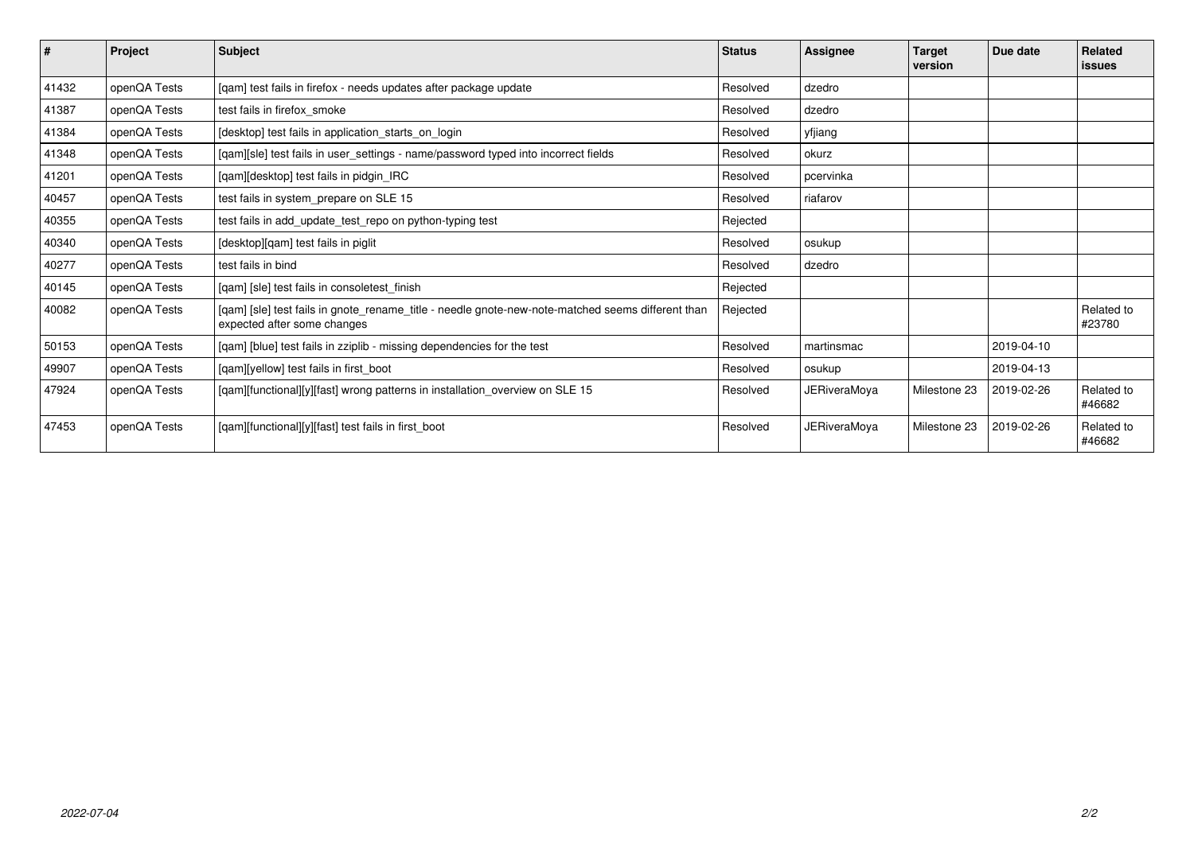| # | Project | Subject | Status | Assignee | Target version | Due date | Related issues |
| --- | --- | --- | --- | --- | --- | --- | --- |
| 41432 | openQA Tests | [qam] test fails in firefox - needs updates after package update | Resolved | dzedro | | | |
| 41387 | openQA Tests | test fails in firefox_smoke | Resolved | dzedro | | | |
| 41384 | openQA Tests | [desktop] test fails in application_starts_on_login | Resolved | yfjiang | | | |
| 41348 | openQA Tests | [qam][sle] test fails in user_settings - name/password typed into incorrect fields | Resolved | okurz | | | |
| 41201 | openQA Tests | [qam][desktop] test fails in pidgin_IRC | Resolved | pcervinka | | | |
| 40457 | openQA Tests | test fails in system_prepare on SLE 15 | Resolved | riafarov | | | |
| 40355 | openQA Tests | test fails in add_update_test_repo on python-typing test | Rejected | | | | |
| 40340 | openQA Tests | [desktop][qam] test fails in piglit | Resolved | osukup | | | |
| 40277 | openQA Tests | test fails in bind | Resolved | dzedro | | | |
| 40145 | openQA Tests | [qam] [sle] test fails in consoletest_finish | Rejected | | | | |
| 40082 | openQA Tests | [qam] [sle] test fails in gnote_rename_title - needle gnote-new-note-matched seems different than expected after some changes | Rejected | | | | Related to #23780 |
| 50153 | openQA Tests | [qam] [blue] test fails in zziplib - missing dependencies for the test | Resolved | martinsmac | | 2019-04-10 | |
| 49907 | openQA Tests | [qam][yellow] test fails in first_boot | Resolved | osukup | | 2019-04-13 | |
| 47924 | openQA Tests | [qam][functional][y][fast] wrong patterns in installation_overview on SLE 15 | Resolved | JERiveraMoya | Milestone 23 | 2019-02-26 | Related to #46682 |
| 47453 | openQA Tests | [qam][functional][y][fast] test fails in first_boot | Resolved | JERiveraMoya | Milestone 23 | 2019-02-26 | Related to #46682 |